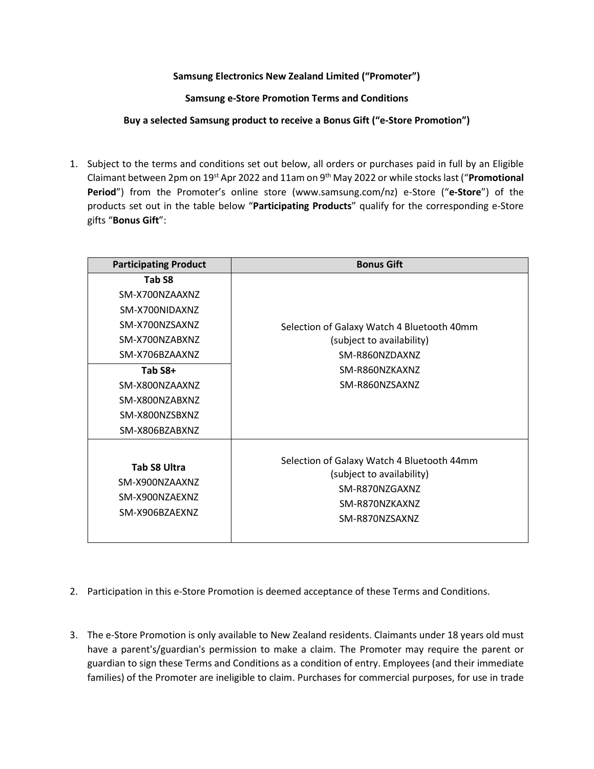**Samsung Electronics New Zealand Limited ("Promoter")**

**Samsung e-Store Promotion Terms and Conditions**

**Buy a selected Samsung product to receive a Bonus Gift ("e-Store Promotion")**

1. Subject to the terms and conditions set out below, all orders or purchases paid in full by an Eligible Claimant between 2pm on 19st Apr 2022 and 11am on 9th May 2022 or while stocks last ("**Promotional Period**") from the Promoter's online store (www.samsung.com/nz) e-Store ("**e-Store**") of the products set out in the table below "**Participating Products**" qualify for the corresponding e-Store gifts "**Bonus Gift**":

| Participating Product | Bonus Gift |
|---|---|
| **Tab S8**<br>SM-X700NZAAXNZ<br>SM-X700NIDAXNZ<br>SM-X700NZSAXNZ<br>SM-X700NZABXNZ<br>SM-X706BZAAXNZ | Selection of Galaxy Watch 4 Bluetooth 40mm<br>(subject to availability)<br>SM-R860NZDAXNZ<br>SM-R860NZKAXNZ<br>SM-R860NZSAXNZ |
| **Tab S8+**<br>SM-X800NZAAXNZ<br>SM-X800NZABXNZ<br>SM-X800NZSBXNZ<br>SM-X806BZABXNZ | |
| **Tab S8 Ultra**<br>SM-X900NZAAXNZ<br>SM-X900NZAEXNZ<br>SM-X906BZAEXNZ | Selection of Galaxy Watch 4 Bluetooth 44mm<br>(subject to availability)<br>SM-R870NZGAXNZ<br>SM-R870NZKAXNZ<br>SM-R870NZSAXNZ |

2. Participation in this e-Store Promotion is deemed acceptance of these Terms and Conditions.

3. The e-Store Promotion is only available to New Zealand residents. Claimants under 18 years old must have a parent's/guardian's permission to make a claim. The Promoter may require the parent or guardian to sign these Terms and Conditions as a condition of entry. Employees (and their immediate families) of the Promoter are ineligible to claim. Purchases for commercial purposes, for use in trade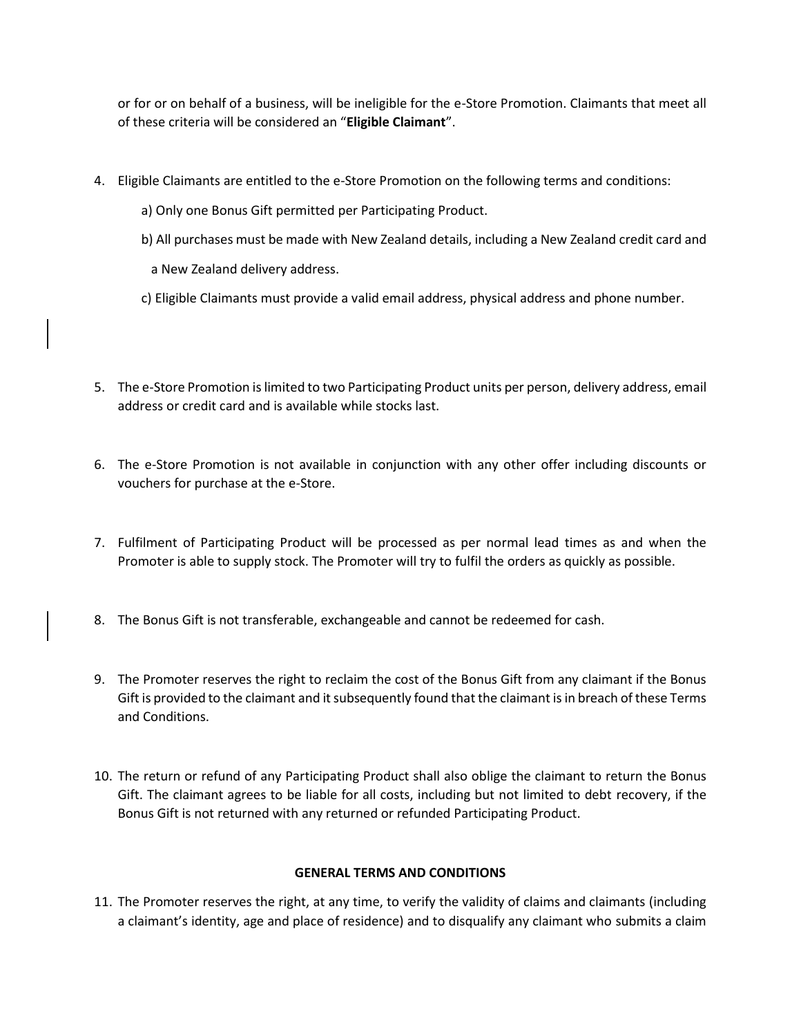or for or on behalf of a business, will be ineligible for the e-Store Promotion. Claimants that meet all of these criteria will be considered an "**Eligible Claimant**".

4. Eligible Claimants are entitled to the e-Store Promotion on the following terms and conditions:

   a) Only one Bonus Gift permitted per Participating Product.

   b) All purchases must be made with New Zealand details, including a New Zealand credit card and a New Zealand delivery address.

   c) Eligible Claimants must provide a valid email address, physical address and phone number.

5. The e-Store Promotion is limited to two Participating Product units per person, delivery address, email address or credit card and is available while stocks last.

6. The e-Store Promotion is not available in conjunction with any other offer including discounts or vouchers for purchase at the e-Store.

7. Fulfilment of Participating Product will be processed as per normal lead times as and when the Promoter is able to supply stock. The Promoter will try to fulfil the orders as quickly as possible.

8. The Bonus Gift is not transferable, exchangeable and cannot be redeemed for cash.

9. The Promoter reserves the right to reclaim the cost of the Bonus Gift from any claimant if the Bonus Gift is provided to the claimant and it subsequently found that the claimant is in breach of these Terms and Conditions.

10. The return or refund of any Participating Product shall also oblige the claimant to return the Bonus Gift. The claimant agrees to be liable for all costs, including but not limited to debt recovery, if the Bonus Gift is not returned with any returned or refunded Participating Product.

**GENERAL TERMS AND CONDITIONS**

11. The Promoter reserves the right, at any time, to verify the validity of claims and claimants (including a claimant's identity, age and place of residence) and to disqualify any claimant who submits a claim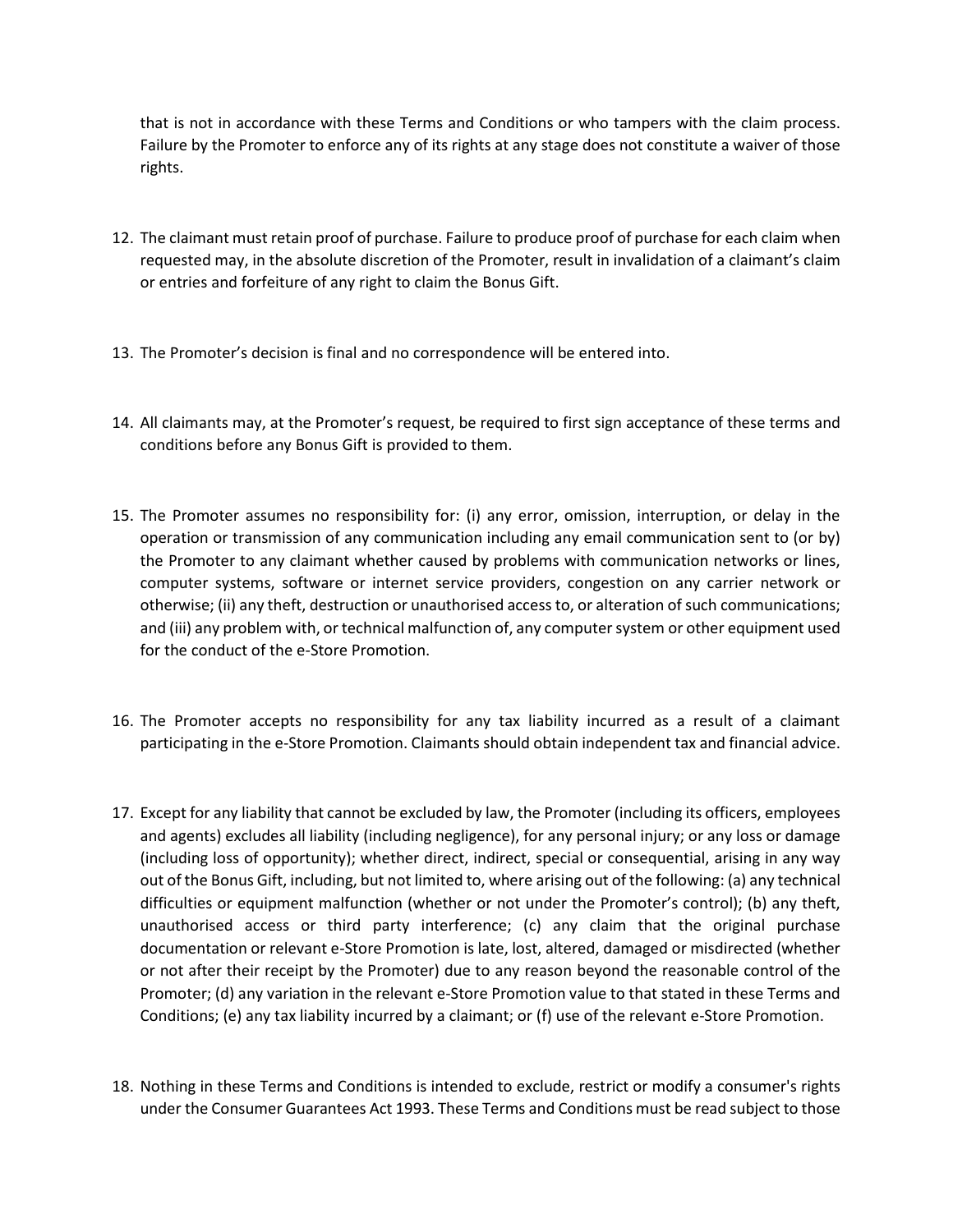that is not in accordance with these Terms and Conditions or who tampers with the claim process. Failure by the Promoter to enforce any of its rights at any stage does not constitute a waiver of those rights.

12. The claimant must retain proof of purchase. Failure to produce proof of purchase for each claim when requested may, in the absolute discretion of the Promoter, result in invalidation of a claimant's claim or entries and forfeiture of any right to claim the Bonus Gift.

13. The Promoter's decision is final and no correspondence will be entered into.

14. All claimants may, at the Promoter's request, be required to first sign acceptance of these terms and conditions before any Bonus Gift is provided to them.

15. The Promoter assumes no responsibility for: (i) any error, omission, interruption, or delay in the operation or transmission of any communication including any email communication sent to (or by) the Promoter to any claimant whether caused by problems with communication networks or lines, computer systems, software or internet service providers, congestion on any carrier network or otherwise; (ii) any theft, destruction or unauthorised access to, or alteration of such communications; and (iii) any problem with, or technical malfunction of, any computer system or other equipment used for the conduct of the e-Store Promotion.

16. The Promoter accepts no responsibility for any tax liability incurred as a result of a claimant participating in the e-Store Promotion. Claimants should obtain independent tax and financial advice.

17. Except for any liability that cannot be excluded by law, the Promoter (including its officers, employees and agents) excludes all liability (including negligence), for any personal injury; or any loss or damage (including loss of opportunity); whether direct, indirect, special or consequential, arising in any way out of the Bonus Gift, including, but not limited to, where arising out of the following: (a) any technical difficulties or equipment malfunction (whether or not under the Promoter's control); (b) any theft, unauthorised access or third party interference; (c) any claim that the original purchase documentation or relevant e-Store Promotion is late, lost, altered, damaged or misdirected (whether or not after their receipt by the Promoter) due to any reason beyond the reasonable control of the Promoter; (d) any variation in the relevant e-Store Promotion value to that stated in these Terms and Conditions; (e) any tax liability incurred by a claimant; or (f) use of the relevant e-Store Promotion.

18. Nothing in these Terms and Conditions is intended to exclude, restrict or modify a consumer's rights under the Consumer Guarantees Act 1993. These Terms and Conditions must be read subject to those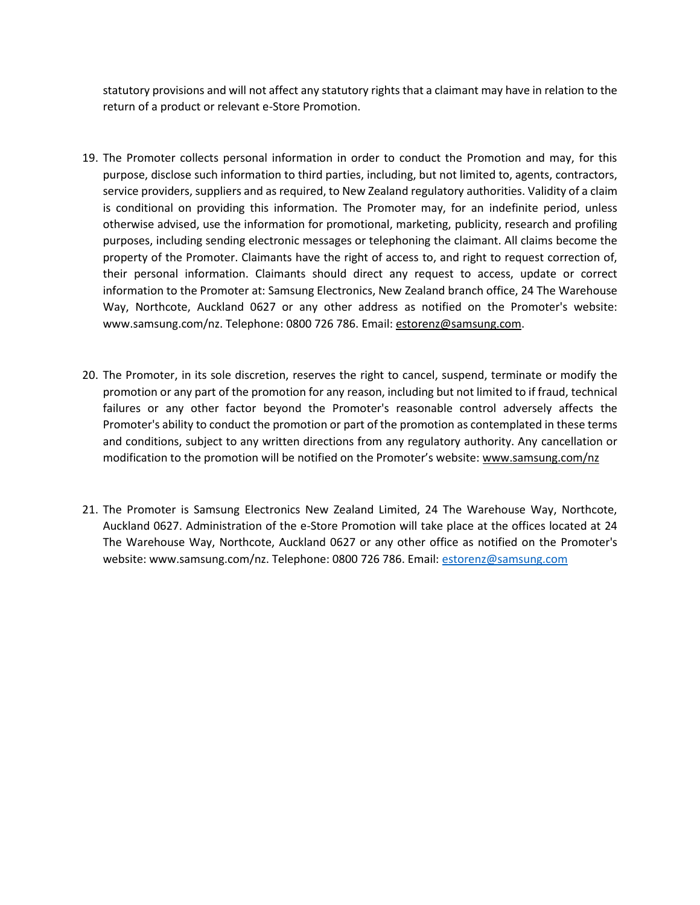statutory provisions and will not affect any statutory rights that a claimant may have in relation to the return of a product or relevant e-Store Promotion.

19. The Promoter collects personal information in order to conduct the Promotion and may, for this purpose, disclose such information to third parties, including, but not limited to, agents, contractors, service providers, suppliers and as required, to New Zealand regulatory authorities. Validity of a claim is conditional on providing this information. The Promoter may, for an indefinite period, unless otherwise advised, use the information for promotional, marketing, publicity, research and profiling purposes, including sending electronic messages or telephoning the claimant. All claims become the property of the Promoter. Claimants have the right of access to, and right to request correction of, their personal information. Claimants should direct any request to access, update or correct information to the Promoter at: Samsung Electronics, New Zealand branch office, 24 The Warehouse Way, Northcote, Auckland 0627 or any other address as notified on the Promoter's website: www.samsung.com/nz. Telephone: 0800 726 786. Email: estorenz@samsung.com.

20. The Promoter, in its sole discretion, reserves the right to cancel, suspend, terminate or modify the promotion or any part of the promotion for any reason, including but not limited to if fraud, technical failures or any other factor beyond the Promoter's reasonable control adversely affects the Promoter's ability to conduct the promotion or part of the promotion as contemplated in these terms and conditions, subject to any written directions from any regulatory authority. Any cancellation or modification to the promotion will be notified on the Promoter's website: www.samsung.com/nz

21. The Promoter is Samsung Electronics New Zealand Limited, 24 The Warehouse Way, Northcote, Auckland 0627. Administration of the e-Store Promotion will take place at the offices located at 24 The Warehouse Way, Northcote, Auckland 0627 or any other office as notified on the Promoter's website: www.samsung.com/nz. Telephone: 0800 726 786. Email: estorenz@samsung.com